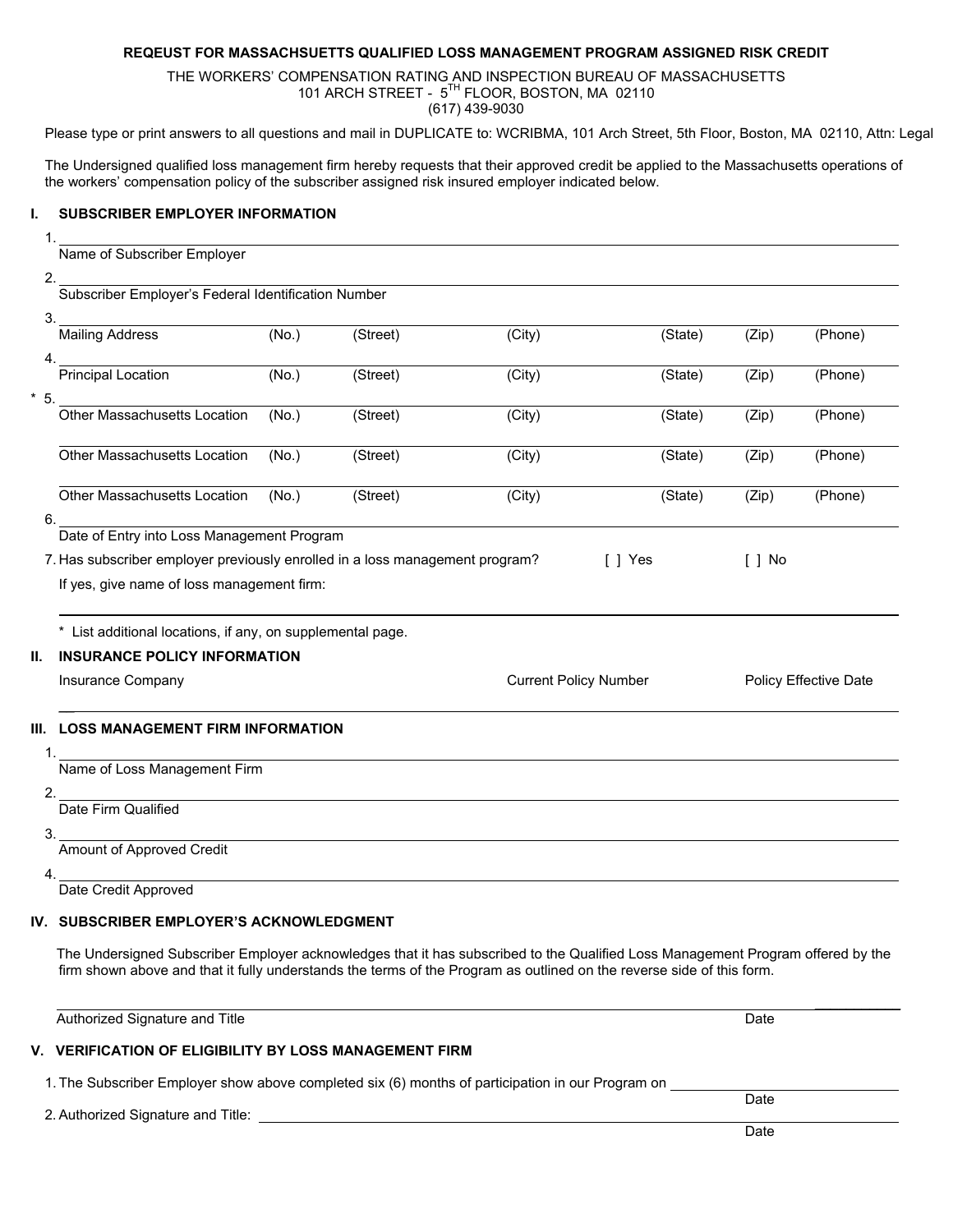**REQEUST FOR MASSACHSUETTS QUALIFIED LOSS MANAGEMENT PROGRAM ASSIGNED RISK CREDIT**

THE WORKERS' COMPENSATION RATING AND INSPECTION BUREAU OF MASSACHUSETTS
101 ARCH STREET - 5TH FLOOR, BOSTON, MA 02110
(617) 439-9030

Please type or print answers to all questions and mail in DUPLICATE to: WCRIBMA, 101 Arch Street, 5th Floor, Boston, MA 02110, Attn: Legal

The Undersigned qualified loss management firm hereby requests that their approved credit be applied to the Massachusetts operations of the workers' compensation policy of the subscriber assigned risk insured employer indicated below.

## I. SUBSCRIBER EMPLOYER INFORMATION

1. ______________________________
   Name of Subscriber Employer

2. ______________________________
   Subscriber Employer's Federal Identification Number

3. ______________________________
   Mailing Address (No.) (Street) (City) (State) (Zip) (Phone)

4. ______________________________
   Principal Location (No.) (Street) (City) (State) (Zip) (Phone)

\* 5. ______________________________
   Other Massachusetts Location (No.) (Street) (City) (State) (Zip) (Phone)

   ______________________________
   Other Massachusetts Location (No.) (Street) (City) (State) (Zip) (Phone)

   ______________________________
   Other Massachusetts Location (No.) (Street) (City) (State) (Zip) (Phone)

6. ______________________________
   Date of Entry into Loss Management Program

7. Has subscriber employer previously enrolled in a loss management program? [ ] Yes [ ] No

   If yes, give name of loss management firm:

   ______________________________

\* List additional locations, if any, on supplemental page.

## II. INSURANCE POLICY INFORMATION

Insurance Company | Current Policy Number | Policy Effective Date

______________________________

## III. LOSS MANAGEMENT FIRM INFORMATION

1. ______________________________
   Name of Loss Management Firm

2. ______________________________
   Date Firm Qualified

3. ______________________________
   Amount of Approved Credit

4. ______________________________
   Date Credit Approved

## IV. SUBSCRIBER EMPLOYER'S ACKNOWLEDGMENT

The Undersigned Subscriber Employer acknowledges that it has subscribed to the Qualified Loss Management Program offered by the firm shown above and that it fully understands the terms of the Program as outlined on the reverse side of this form.

______________________________ ____________
Authorized Signature and Title Date

## V. VERIFICATION OF ELIGIBILITY BY LOSS MANAGEMENT FIRM

1. The Subscriber Employer show above completed six (6) months of participation in our Program on ____________
   Date

2. Authorized Signature and Title: ______________________________
   Date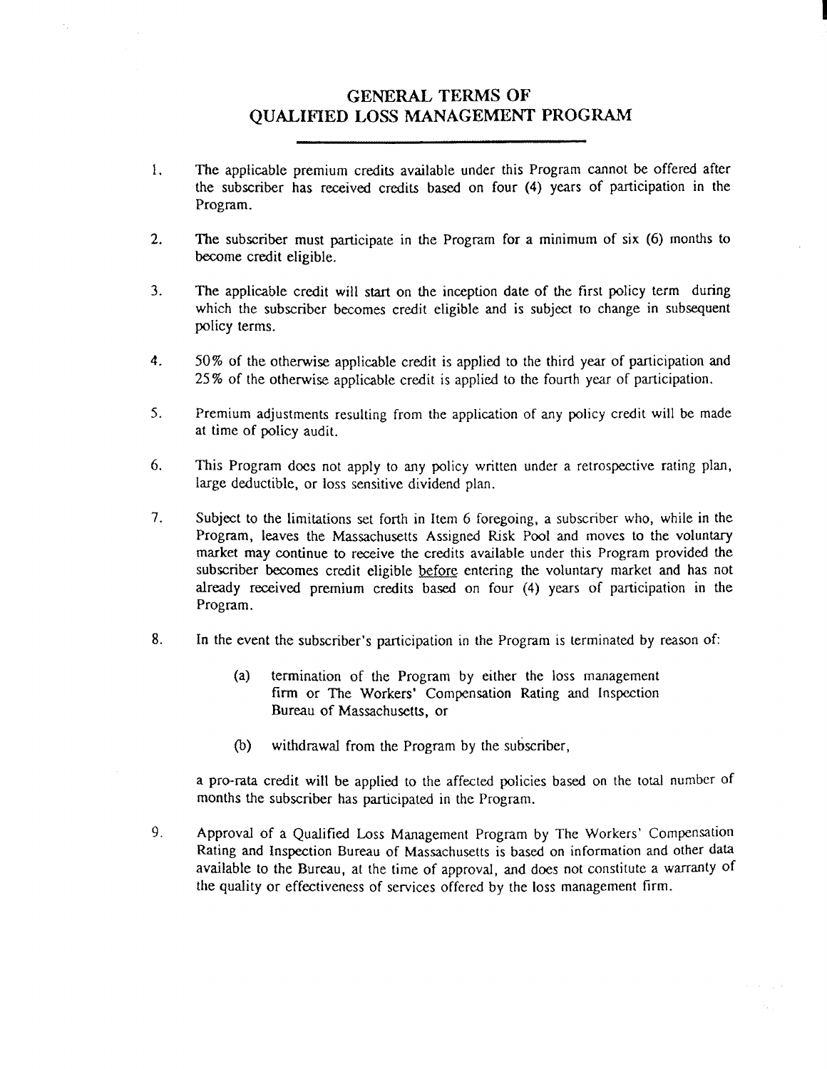# GENERAL TERMS OF QUALIFIED LOSS MANAGEMENT PROGRAM

1. The applicable premium credits available under this Program cannot be offered after the subscriber has received credits based on four (4) years of participation in the Program.

2. The subscriber must participate in the Program for a minimum of six (6) months to become credit eligible.

3. The applicable credit will start on the inception date of the first policy term during which the subscriber becomes credit eligible and is subject to change in subsequent policy terms.

4. 50% of the otherwise applicable credit is applied to the third year of participation and 25% of the otherwise applicable credit is applied to the fourth year of participation.

5. Premium adjustments resulting from the application of any policy credit will be made at time of policy audit.

6. This Program does not apply to any policy written under a retrospective rating plan, large deductible, or loss sensitive dividend plan.

7. Subject to the limitations set forth in Item 6 foregoing, a subscriber who, while in the Program, leaves the Massachusetts Assigned Risk Pool and moves to the voluntary market may continue to receive the credits available under this Program provided the subscriber becomes credit eligible <u>before</u> entering the voluntary market and has not already received premium credits based on four (4) years of participation in the Program.

8. In the event the subscriber's participation in the Program is terminated by reason of:

   (a) termination of the Program by either the loss management firm or The Workers' Compensation Rating and Inspection Bureau of Massachusetts, or

   (b) withdrawal from the Program by the subscriber,

   a pro-rata credit will be applied to the affected policies based on the total number of months the subscriber has participated in the Program.

9. Approval of a Qualified Loss Management Program by The Workers' Compensation Rating and Inspection Bureau of Massachusetts is based on information and other data available to the Bureau, at the time of approval, and does not constitute a warranty of the quality or effectiveness of services offered by the loss management firm.